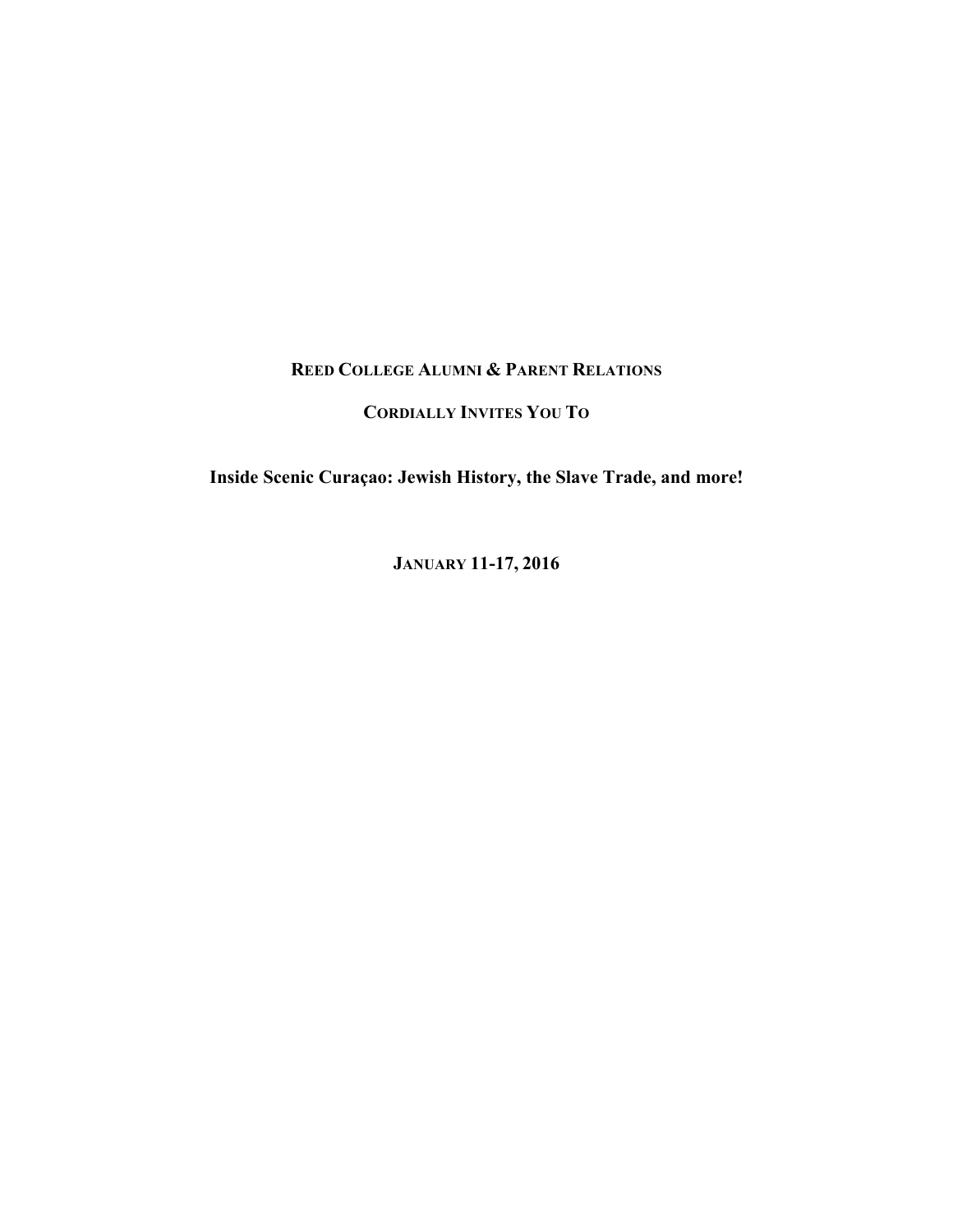**REED COLLEGE ALUMNI & PARENT RELATIONS**

**CORDIALLY INVITES YOU TO**

# Inside Scenic Curaçao: Jewish History, the Slave Trade, and more!

**JANUARY 11-17, 2016**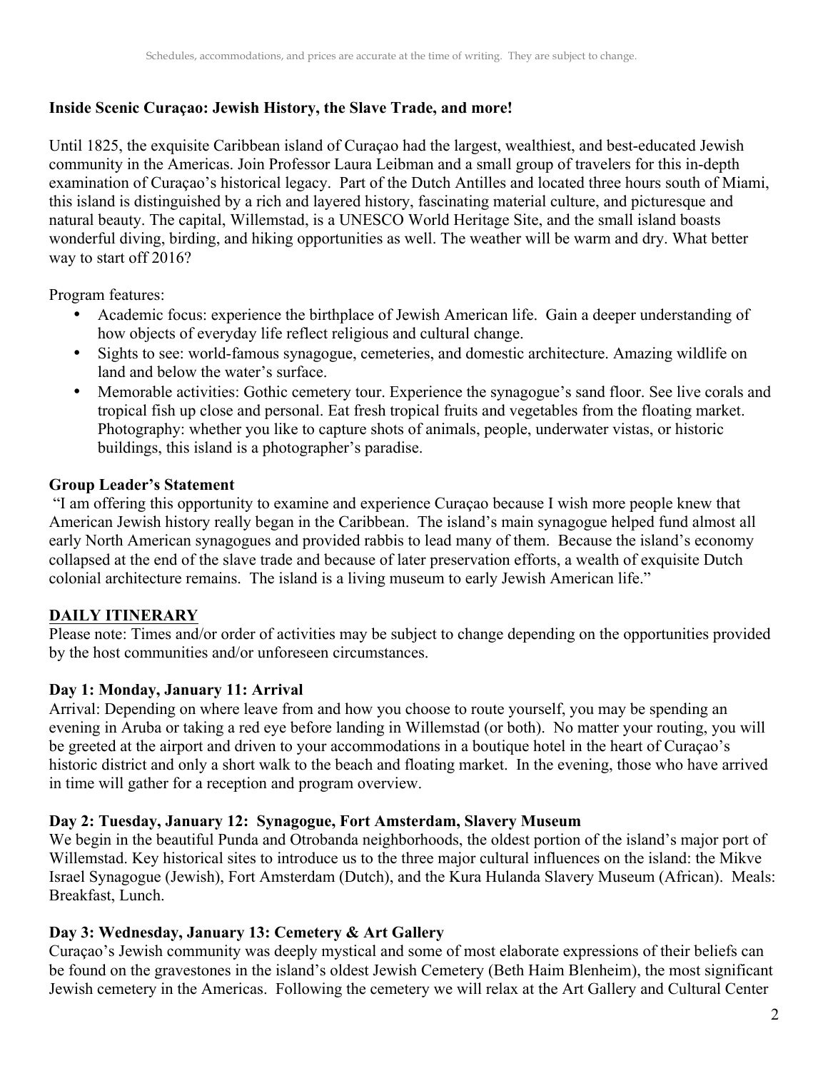**Inside Scenic Curaçao: Jewish History, the Slave Trade, and more!**

Until 1825, the exquisite Caribbean island of Curaçao had the largest, wealthiest, and best-educated Jewish community in the Americas. Join Professor Laura Leibman and a small group of travelers for this in-depth examination of Curaçao's historical legacy. Part of the Dutch Antilles and located three hours south of Miami, this island is distinguished by a rich and layered history, fascinating material culture, and picturesque and natural beauty. The capital, Willemstad, is a UNESCO World Heritage Site, and the small island boasts wonderful diving, birding, and hiking opportunities as well. The weather will be warm and dry. What better way to start off 2016?

Program features:

- Academic focus: experience the birthplace of Jewish American life. Gain a deeper understanding of how objects of everyday life reflect religious and cultural change.
- Sights to see: world-famous synagogue, cemeteries, and domestic architecture. Amazing wildlife on land and below the water's surface.
- Memorable activities: Gothic cemetery tour. Experience the synagogue's sand floor. See live corals and tropical fish up close and personal. Eat fresh tropical fruits and vegetables from the floating market. Photography: whether you like to capture shots of animals, people, underwater vistas, or historic buildings, this island is a photographer's paradise.

**Group Leader's Statement**

"I am offering this opportunity to examine and experience Curaçao because I wish more people knew that American Jewish history really began in the Caribbean. The island's main synagogue helped fund almost all early North American synagogues and provided rabbis to lead many of them. Because the island's economy collapsed at the end of the slave trade and because of later preservation efforts, a wealth of exquisite Dutch colonial architecture remains. The island is a living museum to early Jewish American life."

**DAILY ITINERARY**

Please note: Times and/or order of activities may be subject to change depending on the opportunities provided by the host communities and/or unforeseen circumstances.

**Day 1: Monday, January 11: Arrival**

Arrival: Depending on where leave from and how you choose to route yourself, you may be spending an evening in Aruba or taking a red eye before landing in Willemstad (or both). No matter your routing, you will be greeted at the airport and driven to your accommodations in a boutique hotel in the heart of Curaçao's historic district and only a short walk to the beach and floating market. In the evening, those who have arrived in time will gather for a reception and program overview.

**Day 2: Tuesday, January 12: Synagogue, Fort Amsterdam, Slavery Museum**

We begin in the beautiful Punda and Otrobanda neighborhoods, the oldest portion of the island's major port of Willemstad. Key historical sites to introduce us to the three major cultural influences on the island: the Mikve Israel Synagogue (Jewish), Fort Amsterdam (Dutch), and the Kura Hulanda Slavery Museum (African). Meals: Breakfast, Lunch.

**Day 3: Wednesday, January 13: Cemetery & Art Gallery**

Curaçao's Jewish community was deeply mystical and some of most elaborate expressions of their beliefs can be found on the gravestones in the island's oldest Jewish Cemetery (Beth Haim Blenheim), the most significant Jewish cemetery in the Americas. Following the cemetery we will relax at the Art Gallery and Cultural Center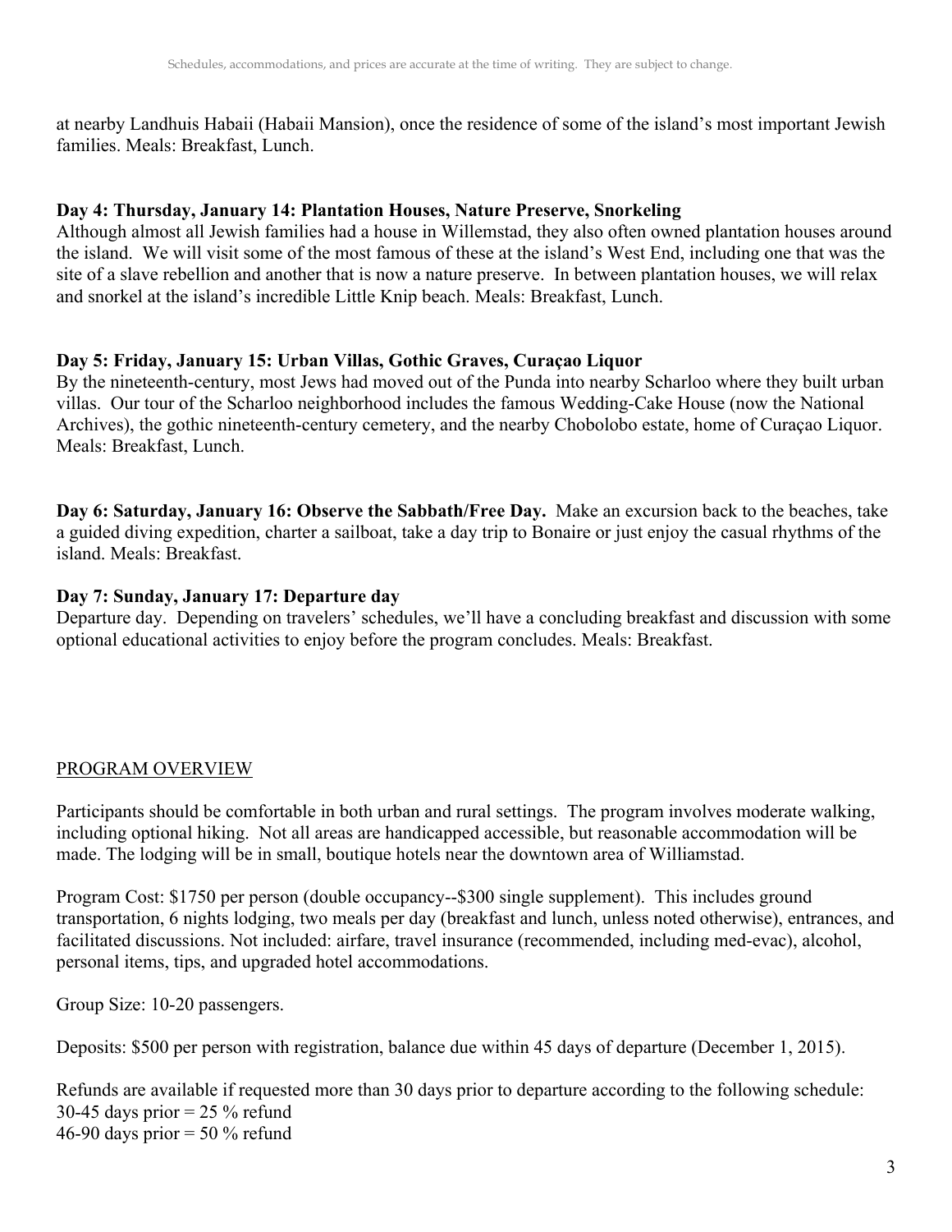at nearby Landhuis Habaii (Habaii Mansion), once the residence of some of the island's most important Jewish families. Meals: Breakfast, Lunch.

**Day 4: Thursday, January 14: Plantation Houses, Nature Preserve, Snorkeling**
Although almost all Jewish families had a house in Willemstad, they also often owned plantation houses around the island. We will visit some of the most famous of these at the island's West End, including one that was the site of a slave rebellion and another that is now a nature preserve. In between plantation houses, we will relax and snorkel at the island's incredible Little Knip beach. Meals: Breakfast, Lunch.

**Day 5: Friday, January 15: Urban Villas, Gothic Graves, Curaçao Liquor**
By the nineteenth-century, most Jews had moved out of the Punda into nearby Scharloo where they built urban villas. Our tour of the Scharloo neighborhood includes the famous Wedding-Cake House (now the National Archives), the gothic nineteenth-century cemetery, and the nearby Chobolobo estate, home of Curaçao Liquor. Meals: Breakfast, Lunch.

**Day 6: Saturday, January 16: Observe the Sabbath/Free Day.** Make an excursion back to the beaches, take a guided diving expedition, charter a sailboat, take a day trip to Bonaire or just enjoy the casual rhythms of the island. Meals: Breakfast.

**Day 7: Sunday, January 17: Departure day**
Departure day. Depending on travelers' schedules, we'll have a concluding breakfast and discussion with some optional educational activities to enjoy before the program concludes. Meals: Breakfast.

## PROGRAM OVERVIEW

Participants should be comfortable in both urban and rural settings. The program involves moderate walking, including optional hiking. Not all areas are handicapped accessible, but reasonable accommodation will be made. The lodging will be in small, boutique hotels near the downtown area of Williamstad.

Program Cost: $1750 per person (double occupancy--$300 single supplement). This includes ground transportation, 6 nights lodging, two meals per day (breakfast and lunch, unless noted otherwise), entrances, and facilitated discussions. Not included: airfare, travel insurance (recommended, including med-evac), alcohol, personal items, tips, and upgraded hotel accommodations.

Group Size: 10-20 passengers.

Deposits: $500 per person with registration, balance due within 45 days of departure (December 1, 2015).

Refunds are available if requested more than 30 days prior to departure according to the following schedule:
30-45 days prior = 25 % refund
46-90 days prior = 50 % refund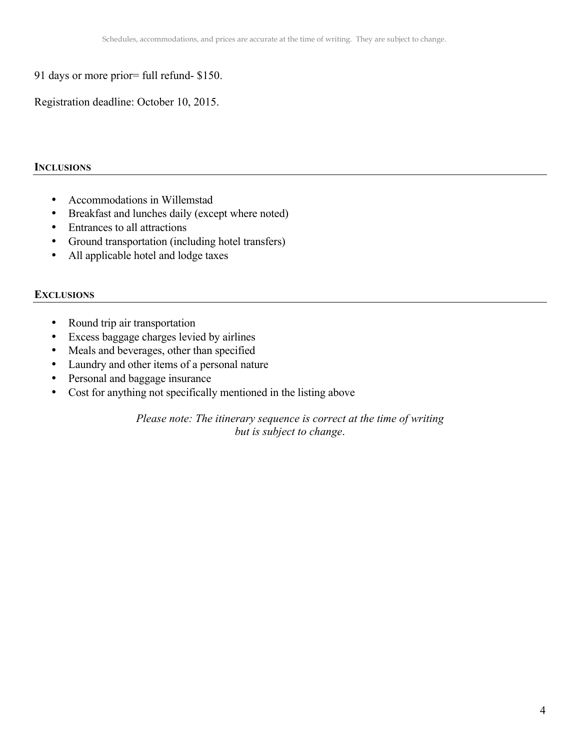91 days or more prior= full refund- $150.

Registration deadline: October 10, 2015.

## Inclusions

- Accommodations in Willemstad
- Breakfast and lunches daily (except where noted)
- Entrances to all attractions
- Ground transportation (including hotel transfers)
- All applicable hotel and lodge taxes

## Exclusions

- Round trip air transportation
- Excess baggage charges levied by airlines
- Meals and beverages, other than specified
- Laundry and other items of a personal nature
- Personal and baggage insurance
- Cost for anything not specifically mentioned in the listing above

*Please note: The itinerary sequence is correct at the time of writing but is subject to change.*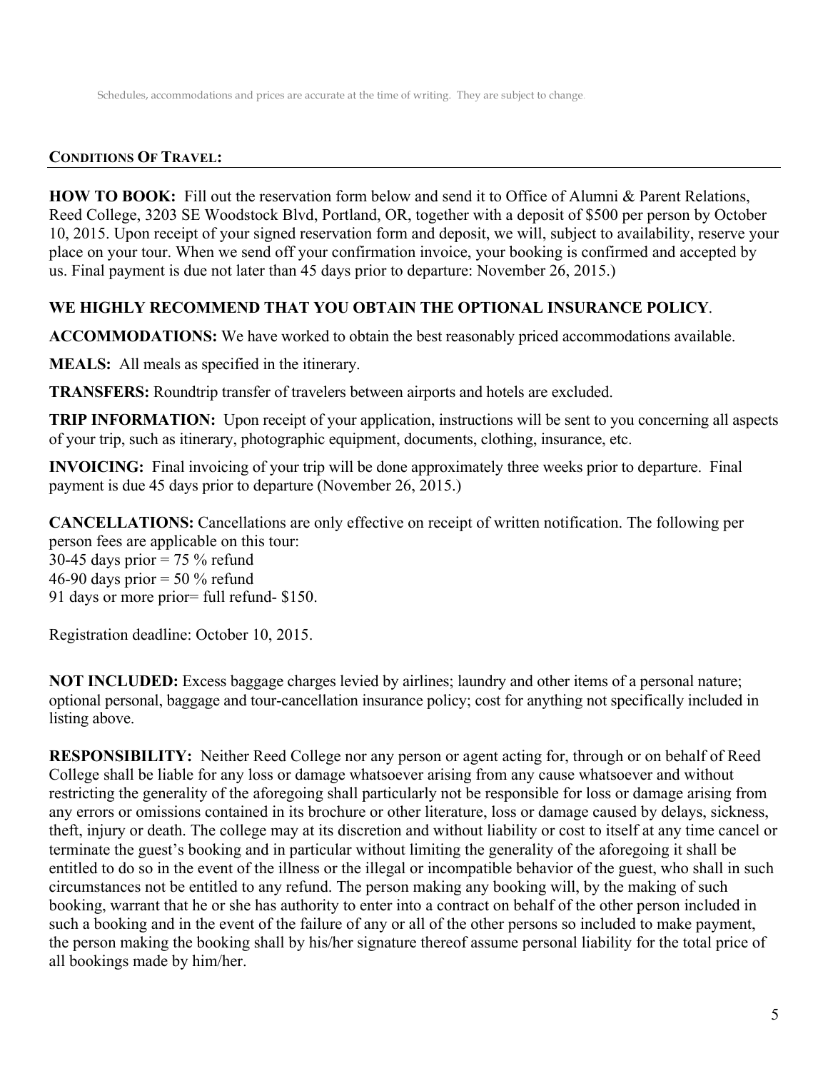Schedules, accommodations and prices are accurate at the time of writing. They are subject to change.

## CONDITIONS OF TRAVEL:

**HOW TO BOOK:** Fill out the reservation form below and send it to Office of Alumni & Parent Relations, Reed College, 3203 SE Woodstock Blvd, Portland, OR, together with a deposit of $500 per person by October 10, 2015. Upon receipt of your signed reservation form and deposit, we will, subject to availability, reserve your place on your tour. When we send off your confirmation invoice, your booking is confirmed and accepted by us. Final payment is due not later than 45 days prior to departure: November 26, 2015.)

**WE HIGHLY RECOMMEND THAT YOU OBTAIN THE OPTIONAL INSURANCE POLICY**.

**ACCOMMODATIONS:** We have worked to obtain the best reasonably priced accommodations available.

**MEALS:** All meals as specified in the itinerary.

**TRANSFERS:** Roundtrip transfer of travelers between airports and hotels are excluded.

**TRIP INFORMATION:** Upon receipt of your application, instructions will be sent to you concerning all aspects of your trip, such as itinerary, photographic equipment, documents, clothing, insurance, etc.

**INVOICING:** Final invoicing of your trip will be done approximately three weeks prior to departure. Final payment is due 45 days prior to departure (November 26, 2015.)

**CANCELLATIONS:** Cancellations are only effective on receipt of written notification. The following per person fees are applicable on this tour:
30-45 days prior = 75 % refund
46-90 days prior = 50 % refund
91 days or more prior= full refund- $150.

Registration deadline: October 10, 2015.

**NOT INCLUDED:** Excess baggage charges levied by airlines; laundry and other items of a personal nature; optional personal, baggage and tour-cancellation insurance policy; cost for anything not specifically included in listing above.

**RESPONSIBILITY:** Neither Reed College nor any person or agent acting for, through or on behalf of Reed College shall be liable for any loss or damage whatsoever arising from any cause whatsoever and without restricting the generality of the aforegoing shall particularly not be responsible for loss or damage arising from any errors or omissions contained in its brochure or other literature, loss or damage caused by delays, sickness, theft, injury or death. The college may at its discretion and without liability or cost to itself at any time cancel or terminate the guest's booking and in particular without limiting the generality of the aforegoing it shall be entitled to do so in the event of the illness or the illegal or incompatible behavior of the guest, who shall in such circumstances not be entitled to any refund. The person making any booking will, by the making of such booking, warrant that he or she has authority to enter into a contract on behalf of the other person included in such a booking and in the event of the failure of any or all of the other persons so included to make payment, the person making the booking shall by his/her signature thereof assume personal liability for the total price of all bookings made by him/her.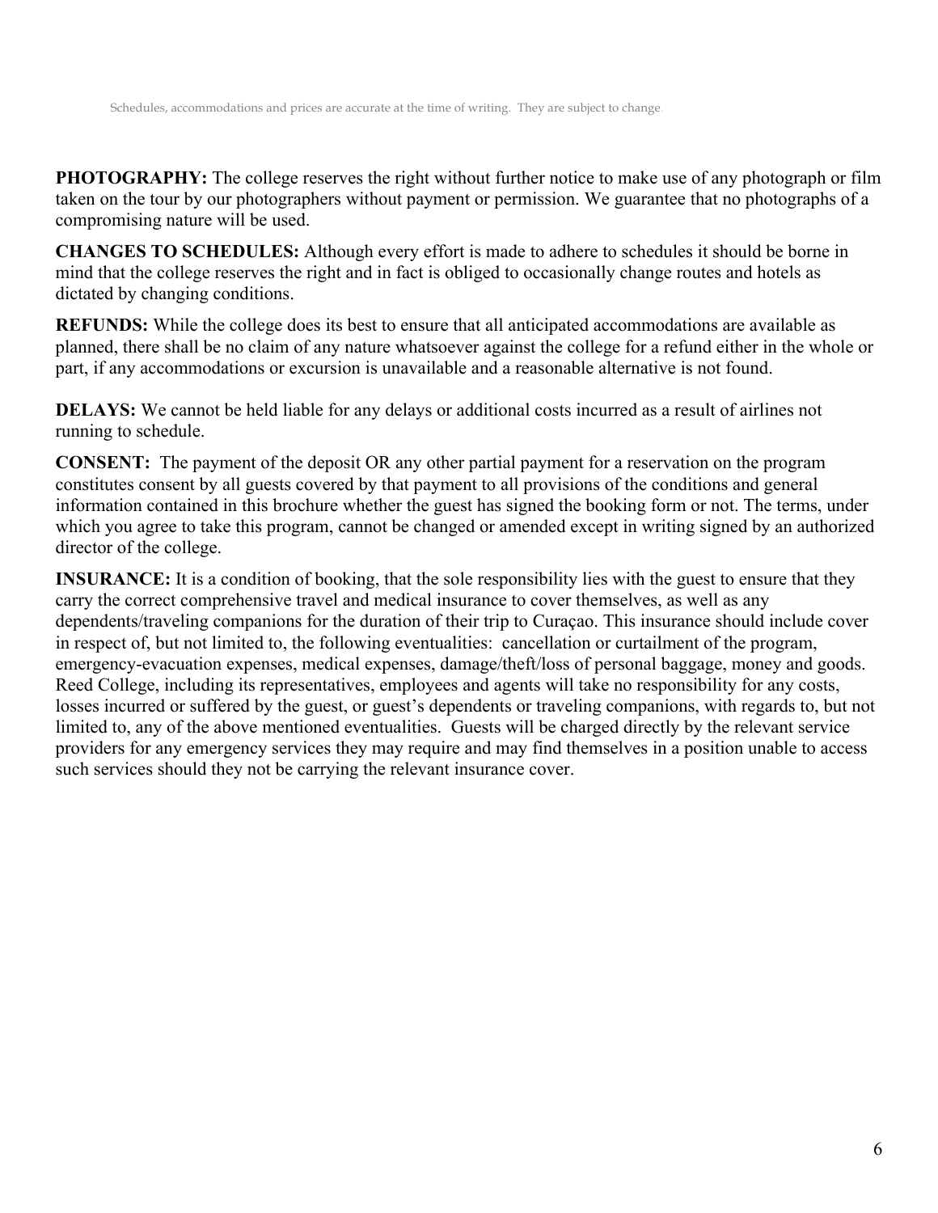Schedules, accommodations and prices are accurate at the time of writing. They are subject to change.

**PHOTOGRAPHY:** The college reserves the right without further notice to make use of any photograph or film taken on the tour by our photographers without payment or permission. We guarantee that no photographs of a compromising nature will be used.

**CHANGES TO SCHEDULES:** Although every effort is made to adhere to schedules it should be borne in mind that the college reserves the right and in fact is obliged to occasionally change routes and hotels as dictated by changing conditions.

**REFUNDS:** While the college does its best to ensure that all anticipated accommodations are available as planned, there shall be no claim of any nature whatsoever against the college for a refund either in the whole or part, if any accommodations or excursion is unavailable and a reasonable alternative is not found.

**DELAYS:** We cannot be held liable for any delays or additional costs incurred as a result of airlines not running to schedule.

**CONSENT:** The payment of the deposit OR any other partial payment for a reservation on the program constitutes consent by all guests covered by that payment to all provisions of the conditions and general information contained in this brochure whether the guest has signed the booking form or not. The terms, under which you agree to take this program, cannot be changed or amended except in writing signed by an authorized director of the college.

**INSURANCE:** It is a condition of booking, that the sole responsibility lies with the guest to ensure that they carry the correct comprehensive travel and medical insurance to cover themselves, as well as any dependents/traveling companions for the duration of their trip to Curaçao. This insurance should include cover in respect of, but not limited to, the following eventualities: cancellation or curtailment of the program, emergency-evacuation expenses, medical expenses, damage/theft/loss of personal baggage, money and goods. Reed College, including its representatives, employees and agents will take no responsibility for any costs, losses incurred or suffered by the guest, or guest's dependents or traveling companions, with regards to, but not limited to, any of the above mentioned eventualities. Guests will be charged directly by the relevant service providers for any emergency services they may require and may find themselves in a position unable to access such services should they not be carrying the relevant insurance cover.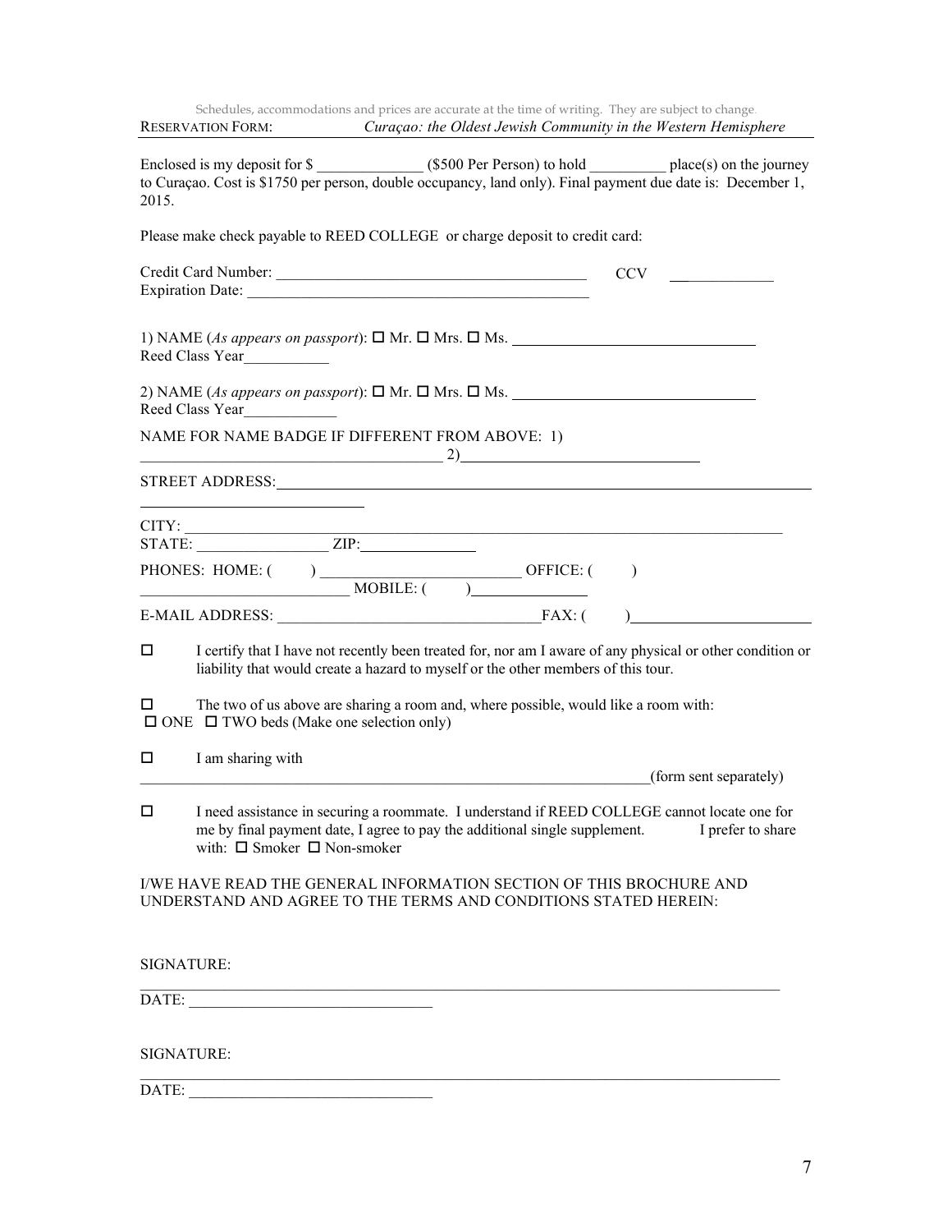Schedules, accommodations and prices are accurate at the time of writing. They are subject to change.

RESERVATION FORM: *Curaçao: the Oldest Jewish Community in the Western Hemisphere*

Enclosed is my deposit for $ ______________ ($500 Per Person) to hold __________ place(s) on the journey to Curaçao. Cost is $1750 per person, double occupancy, land only). Final payment due date is: December 1, 2015.

Please make check payable to REED COLLEGE or charge deposit to credit card:

Credit Card Number: ________________________________________ CCV ____________

Expiration Date: ____________________________________________

1) NAME (*As appears on passport*): ☐ Mr. ☐ Mrs. ☐ Ms. ______________________________
Reed Class Year__________

2) NAME (*As appears on passport*): ☐ Mr. ☐ Mrs. ☐ Ms. ______________________________
Reed Class Year___________

NAME FOR NAME BADGE IF DIFFERENT FROM ABOVE: 1) ____________________________________ 2)_____________________________

STREET ADDRESS:__________________________________________________________________________

CITY: ___________________________________________________________________________

STATE: ________________ ZIP:______________

PHONES: HOME: (      ) ________________________ OFFICE: (      ) _________________________ MOBILE: (      )______________

E-MAIL ADDRESS: _________________________________FAX: (      )______________________

☐ I certify that I have not recently been treated for, nor am I aware of any physical or other condition or liability that would create a hazard to myself or the other members of this tour.

☐ The two of us above are sharing a room and, where possible, would like a room with:
☐ ONE ☐ TWO beds (Make one selection only)

☐ I am sharing with ______________________________________________________________(form sent separately)

☐ I need assistance in securing a roommate. I understand if REED COLLEGE cannot locate one for me by final payment date, I agree to pay the additional single supplement. I prefer to share with: ☐ Smoker ☐ Non-smoker

I/WE HAVE READ THE GENERAL INFORMATION SECTION OF THIS BROCHURE AND UNDERSTAND AND AGREE TO THE TERMS AND CONDITIONS STATED HEREIN:

SIGNATURE: ______________________________________________________________________________

DATE: _____________________________

SIGNATURE: ______________________________________________________________________________

DATE: _____________________________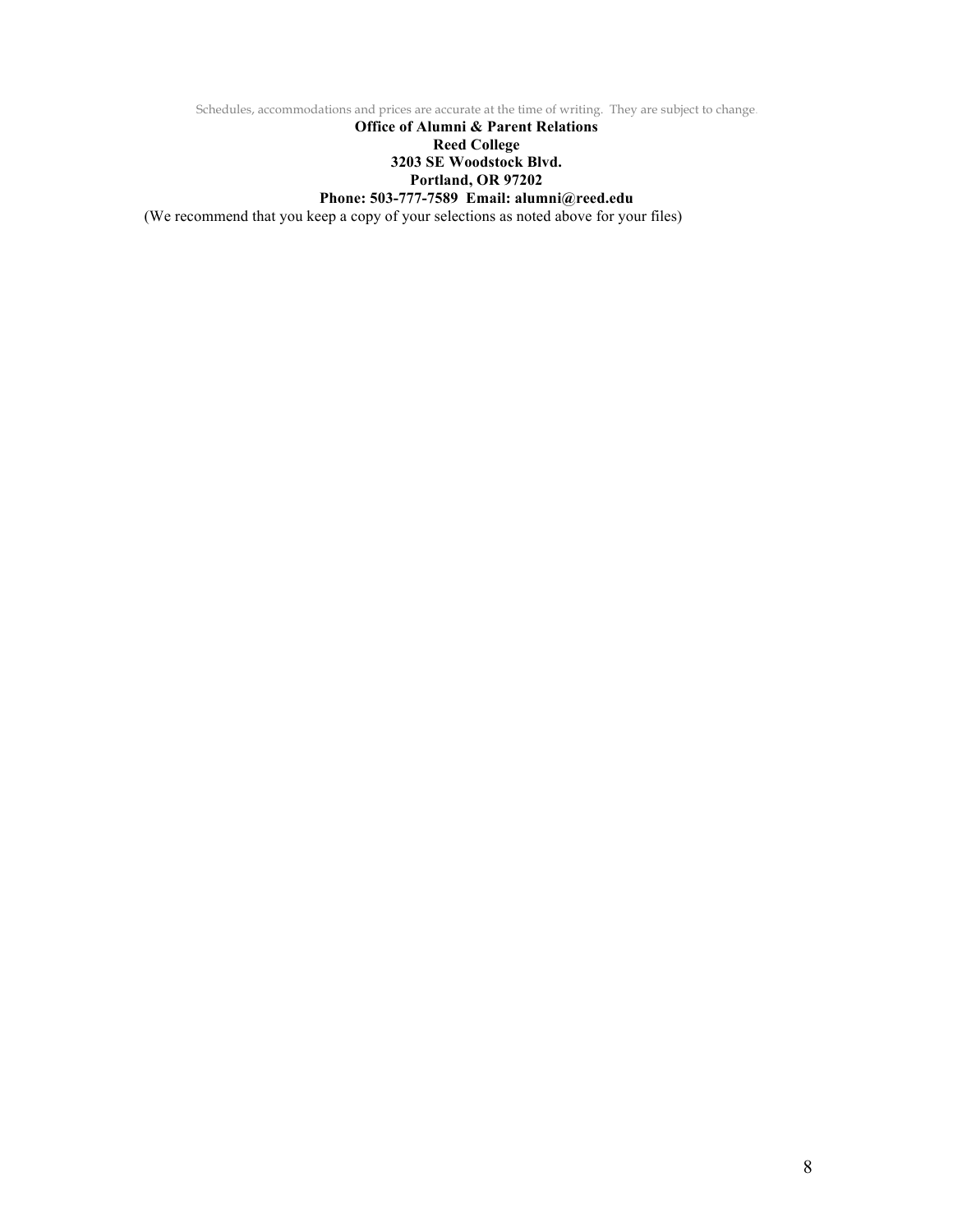Schedules, accommodations and prices are accurate at the time of writing. They are subject to change.

**Office of Alumni & Parent Relations**
**Reed College**
**3203 SE Woodstock Blvd.**
**Portland, OR 97202**
**Phone: 503-777-7589 Email: alumni@reed.edu**

(We recommend that you keep a copy of your selections as noted above for your files)